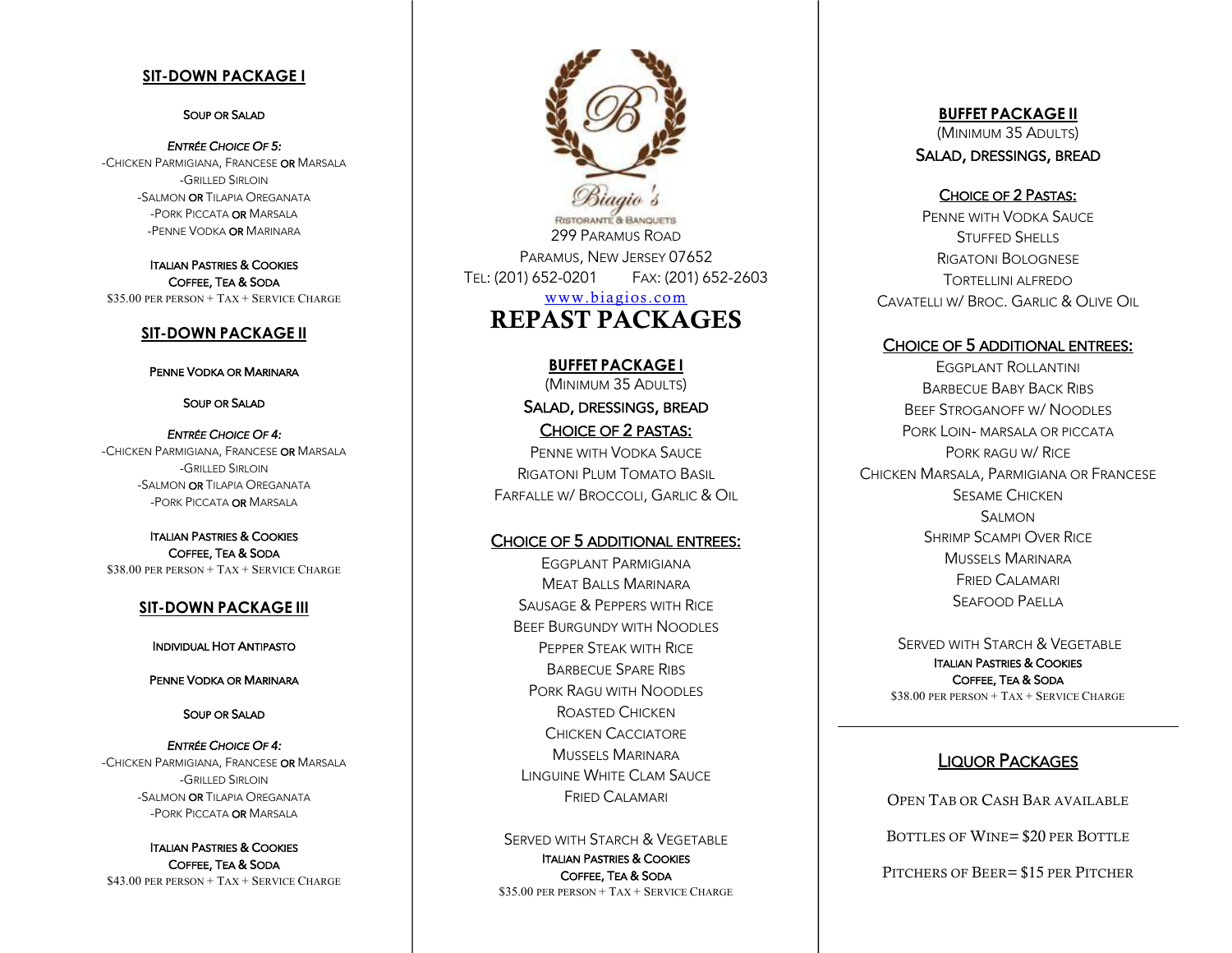## SIT-DOWN PACKAGE I

SOUP OR SALAD

*ENTRÉE CHOICE OF 5:*

- CHICKEN PARMIGIANA, FRANCESE **OR** MARSALA
- GRILLED SIRLOIN
- SALMON **OR** TILAPIA OREGANATA
- PORK PICCATA **OR** MARSALA
- PENNE VODKA **OR** MARINARA

ITALIAN PASTRIES & COOKIES
COFFEE, TEA & SODA
$35.00 PER PERSON + TAX + SERVICE CHARGE

## SIT-DOWN PACKAGE II

PENNE VODKA OR MARINARA

SOUP OR SALAD

*ENTRÉE CHOICE OF 4:*

- CHICKEN PARMIGIANA, FRANCESE **OR** MARSALA
- GRILLED SIRLOIN
- SALMON **OR** TILAPIA OREGANATA
- PORK PICCATA **OR** MARSALA

ITALIAN PASTRIES & COOKIES
COFFEE, TEA & SODA
$38.00 PER PERSON + TAX + SERVICE CHARGE

## SIT-DOWN PACKAGE III

INDIVIDUAL HOT ANTIPASTO

PENNE VODKA OR MARINARA

SOUP OR SALAD

*ENTRÉE CHOICE OF 4:*

- CHICKEN PARMIGIANA, FRANCESE **OR** MARSALA
- GRILLED SIRLOIN
- SALMON **OR** TILAPIA OREGANATA
- PORK PICCATA **OR** MARSALA

ITALIAN PASTRIES & COOKIES
COFFEE, TEA & SODA
$43.00 PER PERSON + TAX + SERVICE CHARGE

Biagio's
RISTORANTE & BANQUETS
299 PARAMUS ROAD
PARAMUS, NEW JERSEY 07652
TEL: (201) 652-0201 FAX: (201) 652-2603
www.biagios.com

# REPAST PACKAGES

## BUFFET PACKAGE I

(MINIMUM 35 ADULTS)

SALAD, DRESSINGS, BREAD

CHOICE OF 2 PASTAS:

PENNE WITH VODKA SAUCE
RIGATONI PLUM TOMATO BASIL
FARFALLE W/ BROCCOLI, GARLIC & OIL

CHOICE OF 5 ADDITIONAL ENTREES:

EGGPLANT PARMIGIANA
MEAT BALLS MARINARA
SAUSAGE & PEPPERS WITH RICE
BEEF BURGUNDY WITH NOODLES
PEPPER STEAK WITH RICE
BARBECUE SPARE RIBS
PORK RAGU WITH NOODLES
ROASTED CHICKEN
CHICKEN CACCIATORE
MUSSELS MARINARA
LINGUINE WHITE CLAM SAUCE
FRIED CALAMARI

SERVED WITH STARCH & VEGETABLE
ITALIAN PASTRIES & COOKIES
COFFEE, TEA & SODA
$35.00 PER PERSON + TAX + SERVICE CHARGE

## BUFFET PACKAGE II

(MINIMUM 35 ADULTS)

SALAD, DRESSINGS, BREAD

CHOICE OF 2 PASTAS:

PENNE WITH VODKA SAUCE
STUFFED SHELLS
RIGATONI BOLOGNESE
TORTELLINI ALFREDO
CAVATELLI W/ BROC. GARLIC & OLIVE OIL

CHOICE OF 5 ADDITIONAL ENTREES:

EGGPLANT ROLLANTINI
BARBECUE BABY BACK RIBS
BEEF STROGANOFF W/ NOODLES
PORK LOIN- MARSALA OR PICCATA
PORK RAGU W/ RICE
CHICKEN MARSALA, PARMIGIANA OR FRANCESE
SESAME CHICKEN
SALMON
SHRIMP SCAMPI OVER RICE
MUSSELS MARINARA
FRIED CALAMARI
SEAFOOD PAELLA

SERVED WITH STARCH & VEGETABLE
ITALIAN PASTRIES & COOKIES
COFFEE, TEA & SODA
$38.00 PER PERSON + TAX + SERVICE CHARGE

---

## LIQUOR PACKAGES

OPEN TAB OR CASH BAR AVAILABLE

BOTTLES OF WINE= $20 PER BOTTLE

PITCHERS OF BEER= $15 PER PITCHER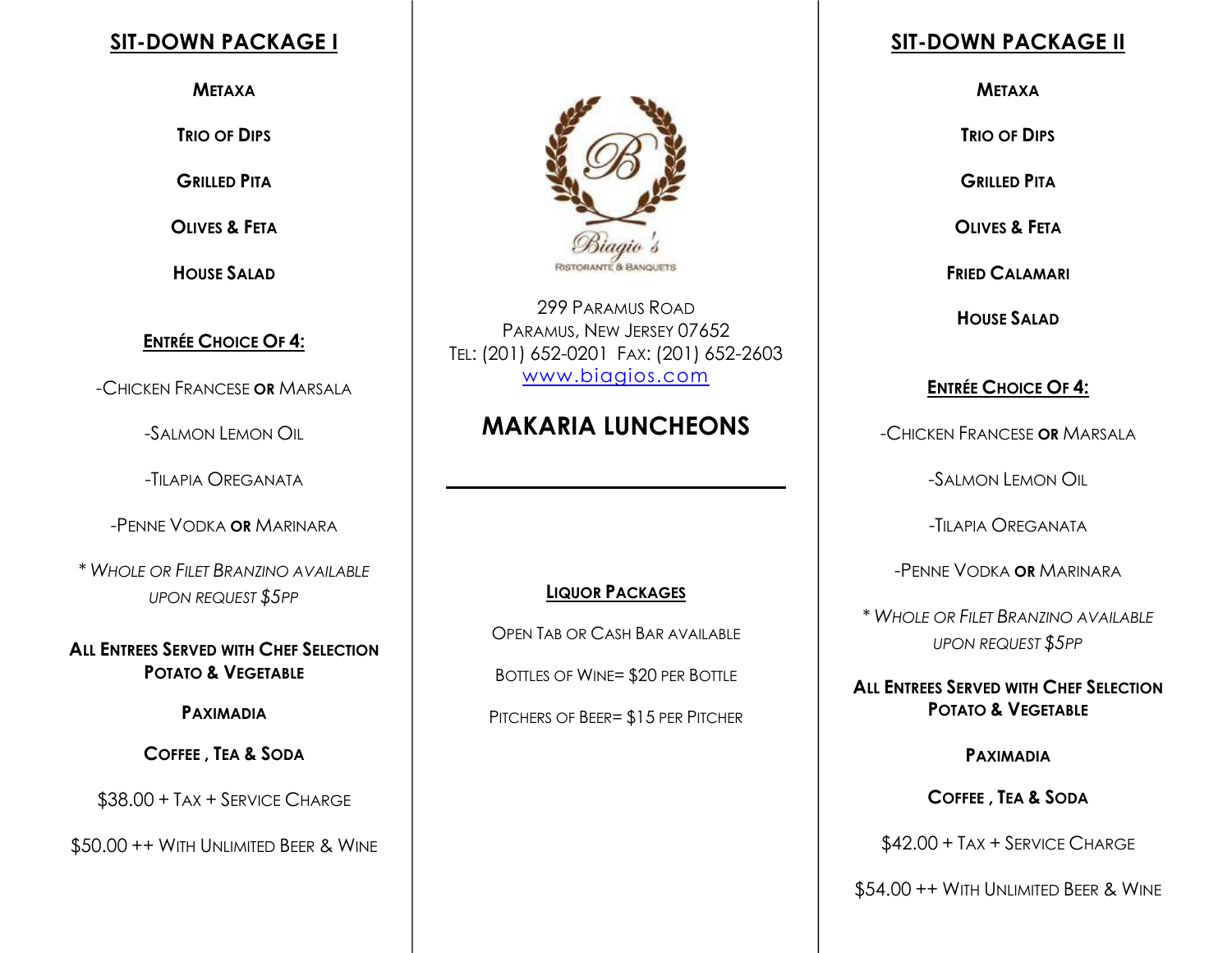## SIT-DOWN PACKAGE I

**METAXA**

**TRIO OF DIPS**

**GRILLED PITA**

**OLIVES & FETA**

**HOUSE SALAD**

**ENTRÉE CHOICE OF 4:**

-CHICKEN FRANCESE **OR** MARSALA

-SALMON LEMON OIL

-TILAPIA OREGANATA

-PENNE VODKA **OR** MARINARA

*\* WHOLE OR FILET BRANZINO AVAILABLE UPON REQUEST $5PP*

**ALL ENTREES SERVED WITH CHEF SELECTION POTATO & VEGETABLE**

**PAXIMADIA**

**COFFEE , TEA & SODA**

$38.00 + TAX + SERVICE CHARGE

$50.00 ++ WITH UNLIMITED BEER & WINE

Biagio's
RISTORANTE & BANQUETS

299 PARAMUS ROAD
PARAMUS, NEW JERSEY 07652
TEL: (201) 652-0201 FAX: (201) 652-2603
www.biagios.com

# MAKARIA LUNCHEONS

---

**LIQUOR PACKAGES**

OPEN TAB OR CASH BAR AVAILABLE

BOTTLES OF WINE= $20 PER BOTTLE

PITCHERS OF BEER= $15 PER PITCHER

## SIT-DOWN PACKAGE II

**METAXA**

**TRIO OF DIPS**

**GRILLED PITA**

**OLIVES & FETA**

**FRIED CALAMARI**

**HOUSE SALAD**

**ENTRÉE CHOICE OF 4:**

-CHICKEN FRANCESE **OR** MARSALA

-SALMON LEMON OIL

-TILAPIA OREGANATA

-PENNE VODKA **OR** MARINARA

*\* WHOLE OR FILET BRANZINO AVAILABLE UPON REQUEST $5PP*

**ALL ENTREES SERVED WITH CHEF SELECTION POTATO & VEGETABLE**

**PAXIMADIA**

**COFFEE , TEA & SODA**

$42.00 + TAX + SERVICE CHARGE

$54.00 ++ WITH UNLIMITED BEER & WINE